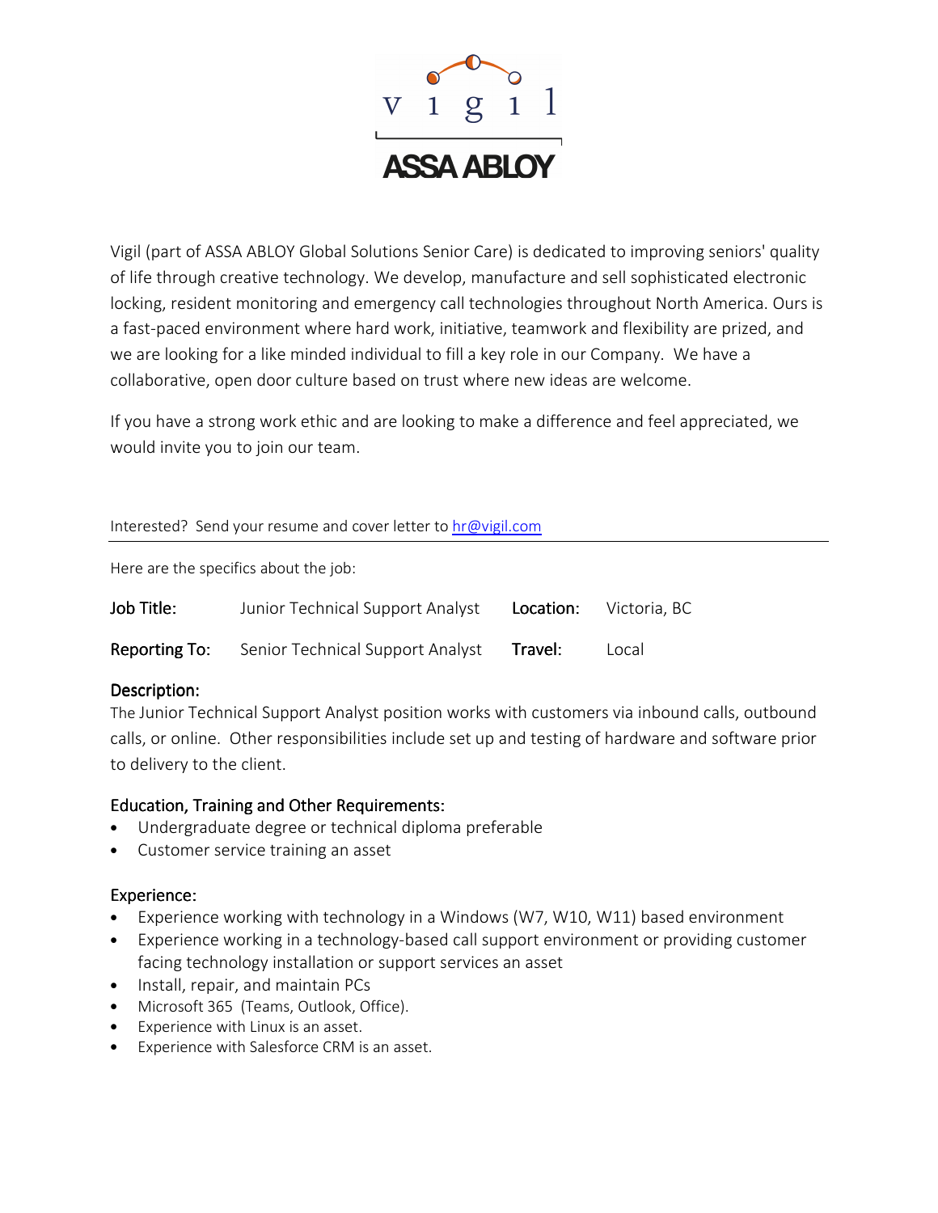Vigil (part of ASSA ABLOY Global Solutions Senior Care) is dedicated to improving seniors' quality of life through creative technology. We develop, manufacture and sell sophisticated electronic locking, resident monitoring and emergency call technologies throughout North America. Ours is a fast-paced environment where hard work, initiative, teamwork and flexibility are prized, and we are looking for a like minded individual to fill a key role in our Company. We have a collaborative, open door culture based on trust where new ideas are welcome.

If you have a strong work ethic and are looking to make a difference and feel appreciated, we would invite you to join our team.

Interested? Send your resume and cover letter to hr@vigil.com

---

Here are the specifics about the job:

| | | | |
|---|---|---|---|
| **Job Title:** | Junior Technical Support Analyst | **Location:** | Victoria, BC |
| **Reporting To:** | Senior Technical Support Analyst | **Travel:** | Local |

## Description:

The Junior Technical Support Analyst position works with customers via inbound calls, outbound calls, or online. Other responsibilities include set up and testing of hardware and software prior to delivery to the client.

## Education, Training and Other Requirements:

- Undergraduate degree or technical diploma preferable
- Customer service training an asset

## Experience:

- Experience working with technology in a Windows (W7, W10, W11) based environment
- Experience working in a technology-based call support environment or providing customer facing technology installation or support services an asset
- Install, repair, and maintain PCs
- Microsoft 365 (Teams, Outlook, Office).
- Experience with Linux is an asset.
- Experience with Salesforce CRM is an asset.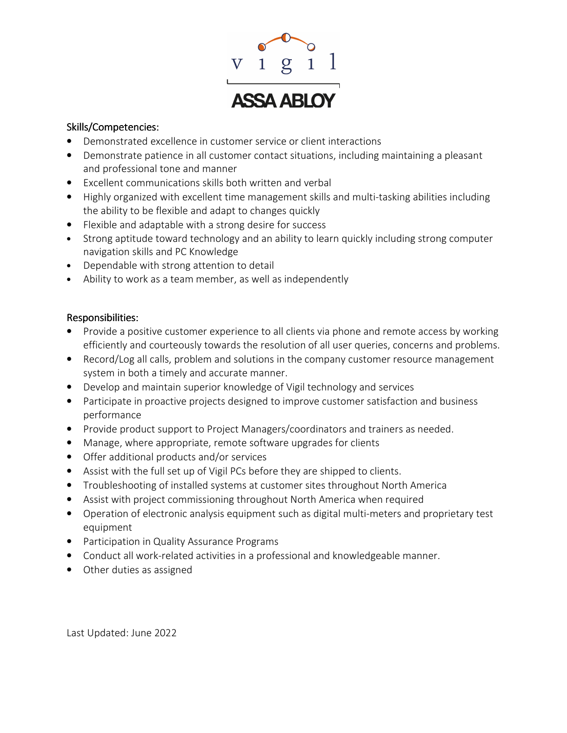## Skills/Competencies:

- Demonstrated excellence in customer service or client interactions
- Demonstrate patience in all customer contact situations, including maintaining a pleasant and professional tone and manner
- Excellent communications skills both written and verbal
- Highly organized with excellent time management skills and multi-tasking abilities including the ability to be flexible and adapt to changes quickly
- Flexible and adaptable with a strong desire for success
- Strong aptitude toward technology and an ability to learn quickly including strong computer navigation skills and PC Knowledge
- Dependable with strong attention to detail
- Ability to work as a team member, as well as independently

## Responsibilities:

- Provide a positive customer experience to all clients via phone and remote access by working efficiently and courteously towards the resolution of all user queries, concerns and problems.
- Record/Log all calls, problem and solutions in the company customer resource management system in both a timely and accurate manner.
- Develop and maintain superior knowledge of Vigil technology and services
- Participate in proactive projects designed to improve customer satisfaction and business performance
- Provide product support to Project Managers/coordinators and trainers as needed.
- Manage, where appropriate, remote software upgrades for clients
- Offer additional products and/or services
- Assist with the full set up of Vigil PCs before they are shipped to clients.
- Troubleshooting of installed systems at customer sites throughout North America
- Assist with project commissioning throughout North America when required
- Operation of electronic analysis equipment such as digital multi-meters and proprietary test equipment
- Participation in Quality Assurance Programs
- Conduct all work-related activities in a professional and knowledgeable manner.
- Other duties as assigned

Last Updated: June 2022